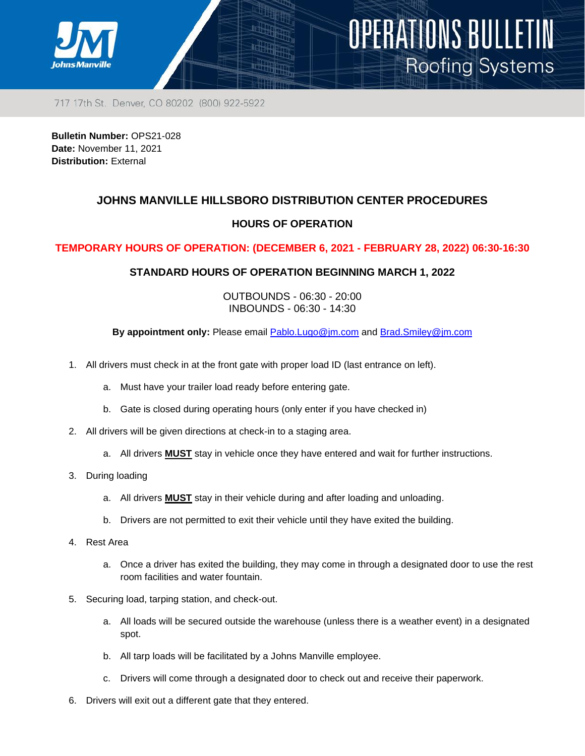# OPERATIONS BULLETIN
## Roofing Systems

717 17th St. Denver, CO 80202 (800) 922-5922

**Bulletin Number:** OPS21-028
**Date:** November 11, 2021
**Distribution:** External

## JOHNS MANVILLE HILLSBORO DISTRIBUTION CENTER PROCEDURES

### HOURS OF OPERATION

**TEMPORARY HOURS OF OPERATION: (DECEMBER 6, 2021 - FEBRUARY 28, 2022) 06:30-16:30**

**STANDARD HOURS OF OPERATION BEGINNING MARCH 1, 2022**

OUTBOUNDS - 06:30 - 20:00
INBOUNDS - 06:30 - 14:30

**By appointment only:** Please email Pablo.Lugo@jm.com and Brad.Smiley@jm.com

1. All drivers must check in at the front gate with proper load ID (last entrance on left).
   a. Must have your trailer load ready before entering gate.
   b. Gate is closed during operating hours (only enter if you have checked in)
2. All drivers will be given directions at check-in to a staging area.
   a. All drivers **MUST** stay in vehicle once they have entered and wait for further instructions.
3. During loading
   a. All drivers **MUST** stay in their vehicle during and after loading and unloading.
   b. Drivers are not permitted to exit their vehicle until they have exited the building.
4. Rest Area
   a. Once a driver has exited the building, they may come in through a designated door to use the rest room facilities and water fountain.
5. Securing load, tarping station, and check-out.
   a. All loads will be secured outside the warehouse (unless there is a weather event) in a designated spot.
   b. All tarp loads will be facilitated by a Johns Manville employee.
   c. Drivers will come through a designated door to check out and receive their paperwork.
6. Drivers will exit out a different gate that they entered.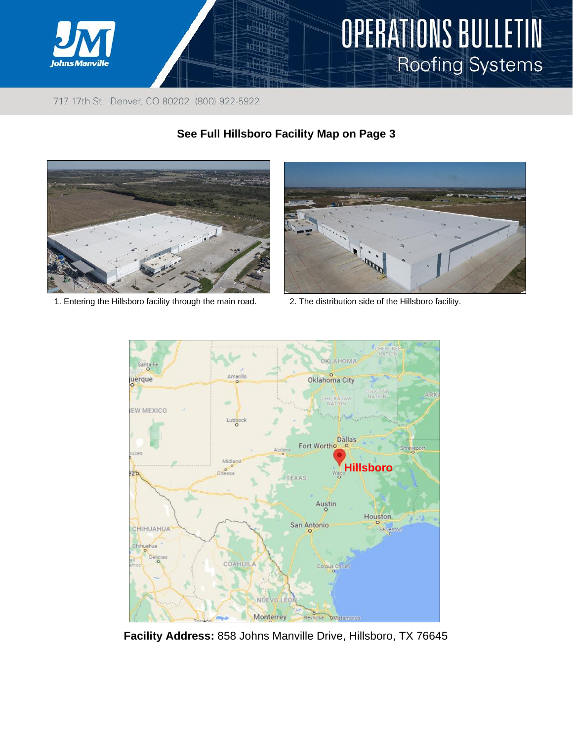# OPERATIONS BULLETIN

## Roofing Systems

717 17th St. Denver, CO 80202 (800) 922-5922

**See Full Hillsboro Facility Map on Page 3**

1. Entering the Hillsboro facility through the main road.

2. The distribution side of the Hillsboro facility.

**Facility Address:** 858 Johns Manville Drive, Hillsboro, TX 76645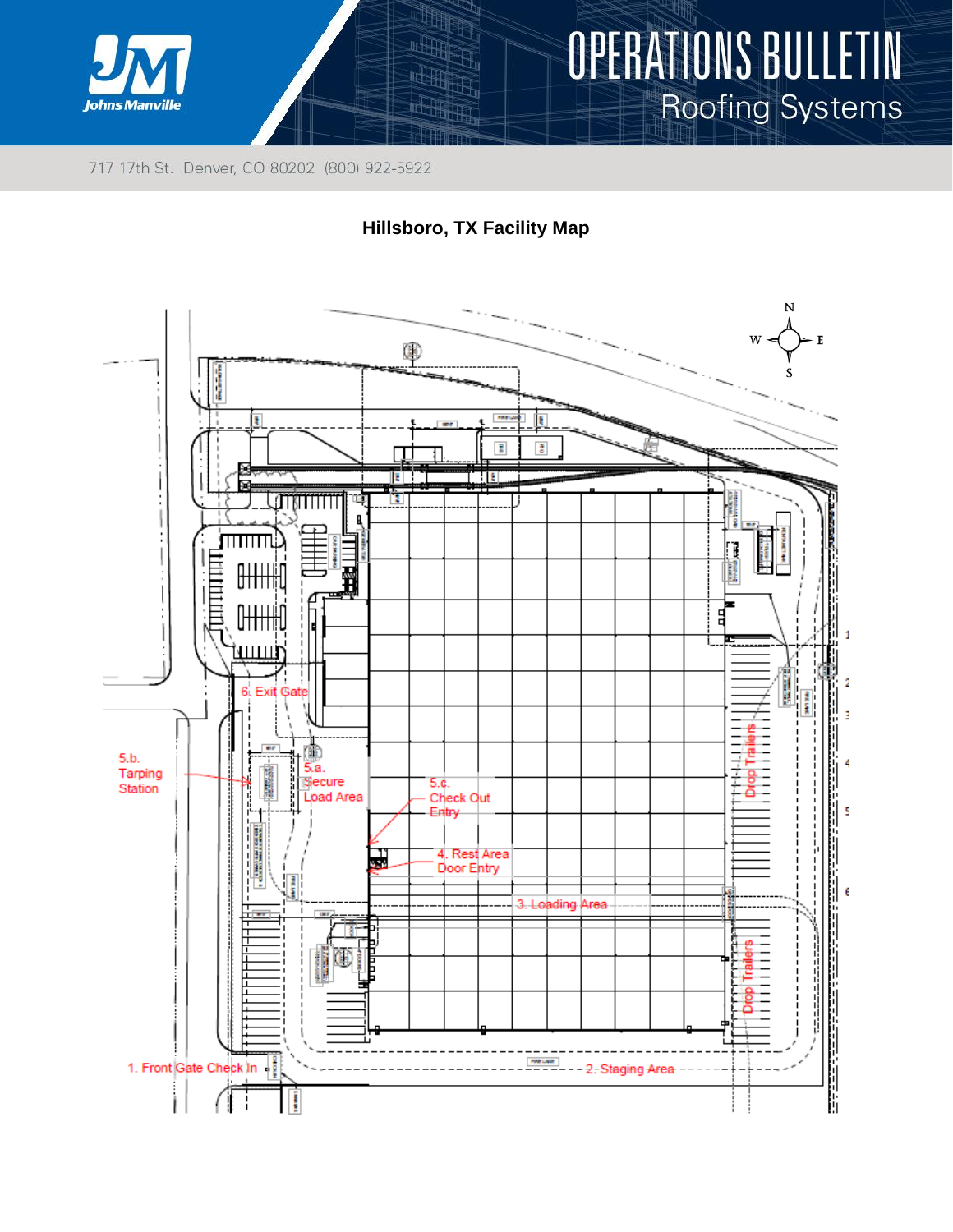## Hillsboro, TX Facility Map

N
W
E
S

1. Front Gate Check In
2. Staging Area
3. Loading Area
4. Rest Area Door Entry
5.a. Secure Load Area
5.b. Tarping Station
5.c. Check Out Entry
6. Exit Gate
Drop Trailers
Drop Trailers